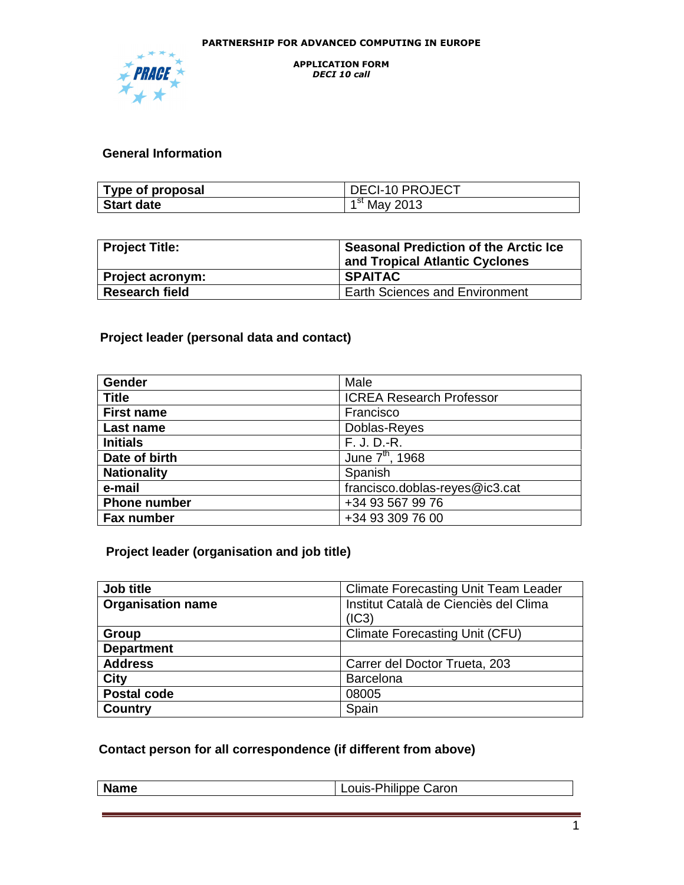PARTNERSHIP FOR ADVANCED COMPUTING IN EUROPE

**APPLICATION FORM**
***DECI 10 call***

## General Information

| Type of proposal | DECI-10 PROJECT |
|---|---|
| **Start date** | 1st May 2013 |

| Project Title: | Seasonal Prediction of the Arctic Ice and Tropical Atlantic Cyclones |
|---|---|
| **Project acronym:** | **SPAITAC** |
| **Research field** | Earth Sciences and Environment |

## Project leader (personal data and contact)

| Gender | Male |
|---|---|
| **Title** | ICREA Research Professor |
| **First name** | Francisco |
| **Last name** | Doblas-Reyes |
| **Initials** | F. J. D.-R. |
| **Date of birth** | June 7th, 1968 |
| **Nationality** | Spanish |
| **e-mail** | francisco.doblas-reyes@ic3.cat |
| **Phone number** | +34 93 567 99 76 |
| **Fax number** | +34 93 309 76 00 |

## Project leader (organisation and job title)

| Job title | Climate Forecasting Unit Team Leader |
|---|---|
| **Organisation name** | Institut Català de Ciènciès del Clima (IC3) |
| **Group** | Climate Forecasting Unit (CFU) |
| **Department** | |
| **Address** | Carrer del Doctor Trueta, 203 |
| **City** | Barcelona |
| **Postal code** | 08005 |
| **Country** | Spain |

## Contact person for all correspondence (if different from above)

| Name | Louis-Philippe Caron |
|---|---|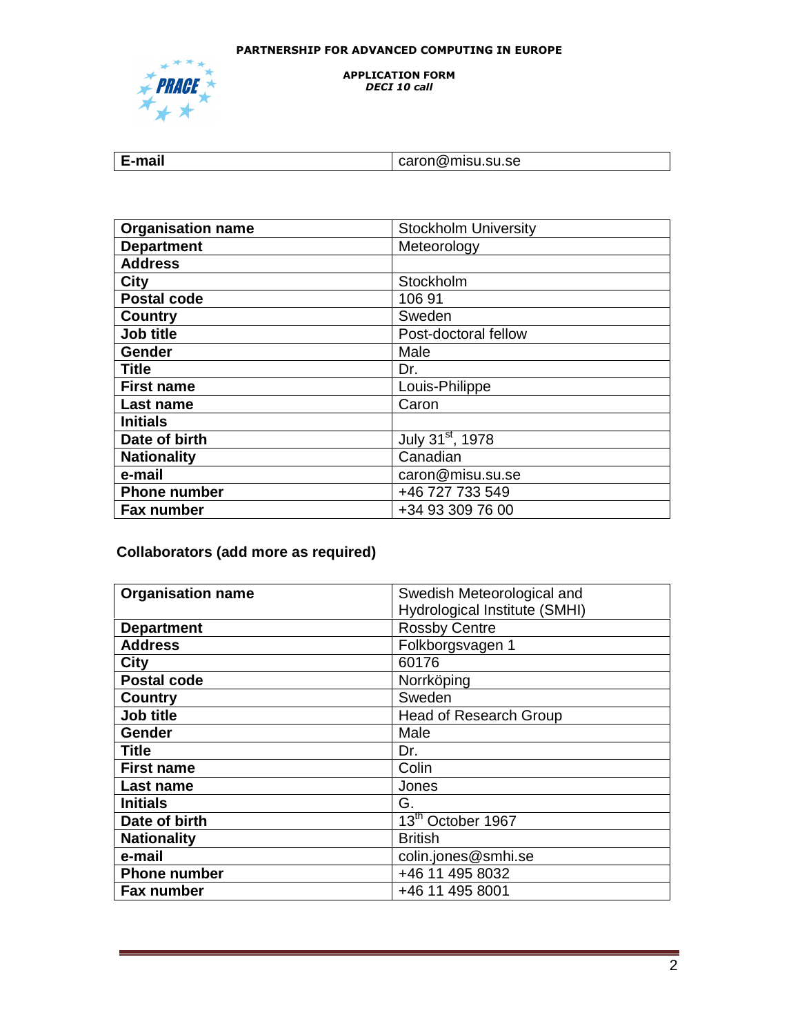| E-mail | caron@misu.su.se |
|---|---|

| Organisation name | Stockholm University |
|---|---|
| Department | Meteorology |
| Address | |
| City | Stockholm |
| Postal code | 106 91 |
| Country | Sweden |
| Job title | Post-doctoral fellow |
| Gender | Male |
| Title | Dr. |
| First name | Louis-Philippe |
| Last name | Caron |
| Initials | |
| Date of birth | July 31st, 1978 |
| Nationality | Canadian |
| e-mail | caron@misu.su.se |
| Phone number | +46 727 733 549 |
| Fax number | +34 93 309 76 00 |

**Collaborators (add more as required)**

| Organisation name | Swedish Meteorological and Hydrological Institute (SMHI) |
|---|---|
| Department | Rossby Centre |
| Address | Folkborgsvagen 1 |
| City | 60176 |
| Postal code | Norrköping |
| Country | Sweden |
| Job title | Head of Research Group |
| Gender | Male |
| Title | Dr. |
| First name | Colin |
| Last name | Jones |
| Initials | G. |
| Date of birth | 13th October 1967 |
| Nationality | British |
| e-mail | colin.jones@smhi.se |
| Phone number | +46 11 495 8032 |
| Fax number | +46 11 495 8001 |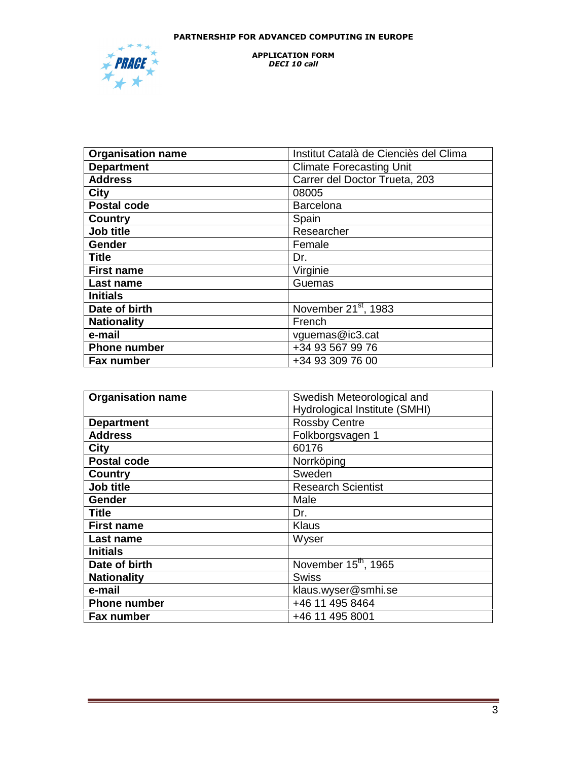| Organisation name | Institut Català de Ciències del Clima |
|---|---|
| Department | Climate Forecasting Unit |
| Address | Carrer del Doctor Trueta, 203 |
| City | 08005 |
| Postal code | Barcelona |
| Country | Spain |
| Job title | Researcher |
| Gender | Female |
| Title | Dr. |
| First name | Virginie |
| Last name | Guemas |
| Initials | |
| Date of birth | November 21st, 1983 |
| Nationality | French |
| e-mail | vguemas@ic3.cat |
| Phone number | +34 93 567 99 76 |
| Fax number | +34 93 309 76 00 |

| Organisation name | Swedish Meteorological and Hydrological Institute (SMHI) |
|---|---|
| Department | Rossby Centre |
| Address | Folkborgsvagen 1 |
| City | 60176 |
| Postal code | Norrköping |
| Country | Sweden |
| Job title | Research Scientist |
| Gender | Male |
| Title | Dr. |
| First name | Klaus |
| Last name | Wyser |
| Initials | |
| Date of birth | November 15th, 1965 |
| Nationality | Swiss |
| e-mail | klaus.wyser@smhi.se |
| Phone number | +46 11 495 8464 |
| Fax number | +46 11 495 8001 |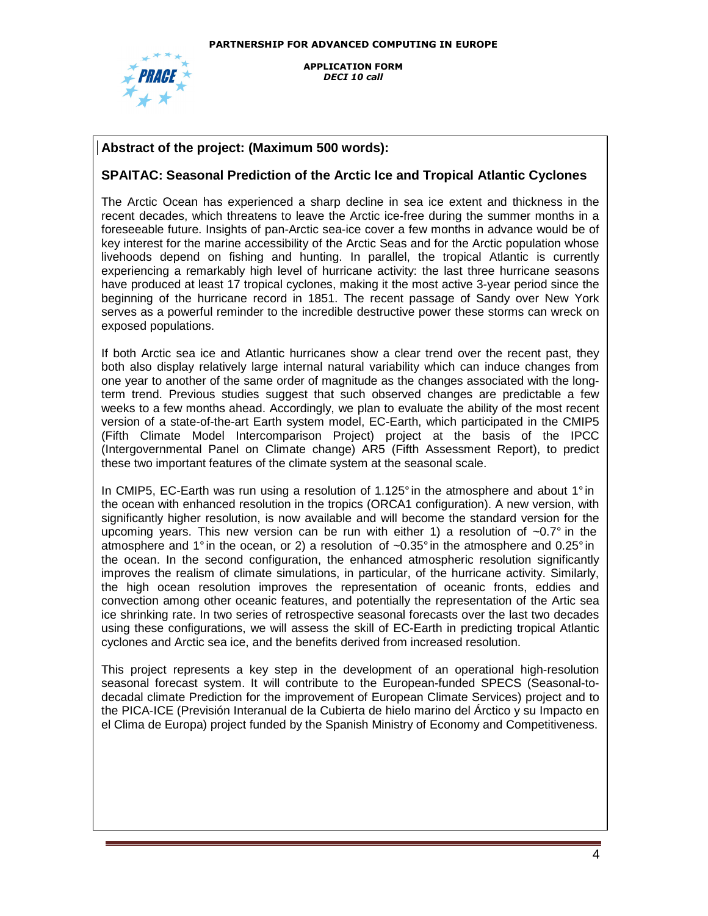**Abstract of the project: (Maximum 500 words):**

**SPAITAC: Seasonal Prediction of the Arctic Ice and Tropical Atlantic Cyclones**

The Arctic Ocean has experienced a sharp decline in sea ice extent and thickness in the recent decades, which threatens to leave the Arctic ice-free during the summer months in a foreseeable future. Insights of pan-Arctic sea-ice cover a few months in advance would be of key interest for the marine accessibility of the Arctic Seas and for the Arctic population whose livehoods depend on fishing and hunting. In parallel, the tropical Atlantic is currently experiencing a remarkably high level of hurricane activity: the last three hurricane seasons have produced at least 17 tropical cyclones, making it the most active 3-year period since the beginning of the hurricane record in 1851. The recent passage of Sandy over New York serves as a powerful reminder to the incredible destructive power these storms can wreck on exposed populations.

If both Arctic sea ice and Atlantic hurricanes show a clear trend over the recent past, they both also display relatively large internal natural variability which can induce changes from one year to another of the same order of magnitude as the changes associated with the long-term trend. Previous studies suggest that such observed changes are predictable a few weeks to a few months ahead. Accordingly, we plan to evaluate the ability of the most recent version of a state-of-the-art Earth system model, EC-Earth, which participated in the CMIP5 (Fifth Climate Model Intercomparison Project) project at the basis of the IPCC (Intergovernmental Panel on Climate change) AR5 (Fifth Assessment Report), to predict these two important features of the climate system at the seasonal scale.

In CMIP5, EC-Earth was run using a resolution of 1.125° in the atmosphere and about 1° in the ocean with enhanced resolution in the tropics (ORCA1 configuration). A new version, with significantly higher resolution, is now available and will become the standard version for the upcoming years. This new version can be run with either 1) a resolution of ~0.7° in the atmosphere and 1° in the ocean, or 2) a resolution of ~0.35° in the atmosphere and 0.25° in the ocean. In the second configuration, the enhanced atmospheric resolution significantly improves the realism of climate simulations, in particular, of the hurricane activity. Similarly, the high ocean resolution improves the representation of oceanic fronts, eddies and convection among other oceanic features, and potentially the representation of the Artic sea ice shrinking rate. In two series of retrospective seasonal forecasts over the last two decades using these configurations, we will assess the skill of EC-Earth in predicting tropical Atlantic cyclones and Arctic sea ice, and the benefits derived from increased resolution.

This project represents a key step in the development of an operational high-resolution seasonal forecast system. It will contribute to the European-funded SPECS (Seasonal-to-decadal climate Prediction for the improvement of European Climate Services) project and to the PICA-ICE (Previsión Interanual de la Cubierta de hielo marino del Ártico y su Impacto en el Clima de Europa) project funded by the Spanish Ministry of Economy and Competitiveness.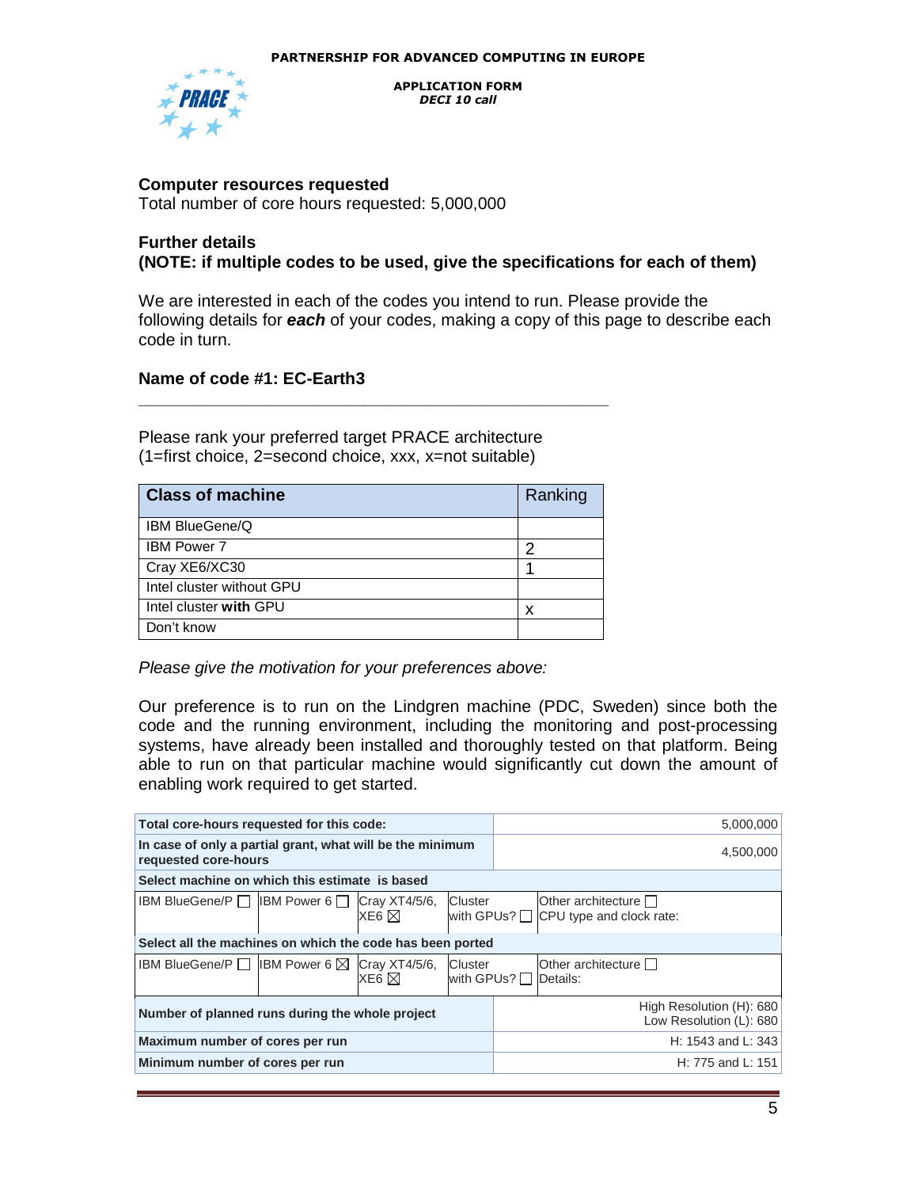### Computer resources requested

Total number of core hours requested: 5,000,000

### Further details

**(NOTE: if multiple codes to be used, give the specifications for each of them)**

We are interested in each of the codes you intend to run. Please provide the following details for ***each*** of your codes, making a copy of this page to describe each code in turn.

### Name of code #1: EC-Earth3

Please rank your preferred target PRACE architecture
(1=first choice, 2=second choice, xxx, x=not suitable)

| Class of machine | Ranking |
|---|---|
| IBM BlueGene/Q | |
| IBM Power 7 | 2 |
| Cray XE6/XC30 | 1 |
| Intel cluster without GPU | |
| Intel cluster **with** GPU | x |
| Don't know | |

*Please give the motivation for your preferences above:*

Our preference is to run on the Lindgren machine (PDC, Sweden) since both the code and the running environment, including the monitoring and post-processing systems, have already been installed and thoroughly tested on that platform. Being able to run on that particular machine would significantly cut down the amount of enabling work required to get started.

| **Total core-hours requested for this code:** | | | | 5,000,000 |
|---|---|---|---|---|
| **In case of only a partial grant, what will be the minimum requested core-hours** | | | | 4,500,000 |
| **Select machine on which this estimate is based** | | | | |
| IBM BlueGene/P ☐ | IBM Power 6 ☐ | Cray XT4/5/6, XE6 ☒ | Cluster with GPUs? ☐ | Other architecture ☐ CPU type and clock rate: |
| **Select all the machines on which the code has been ported** | | | | |
| IBM BlueGene/P ☐ | IBM Power 6 ☒ | Cray XT4/5/6, XE6 ☒ | Cluster with GPUs? ☐ | Other architecture ☐ Details: |
| **Number of planned runs during the whole project** | | | | High Resolution (H): 680<br>Low Resolution (L): 680 |
| **Maximum number of cores per run** | | | | H: 1543 and L: 343 |
| **Minimum number of cores per run** | | | | H: 775 and L: 151 |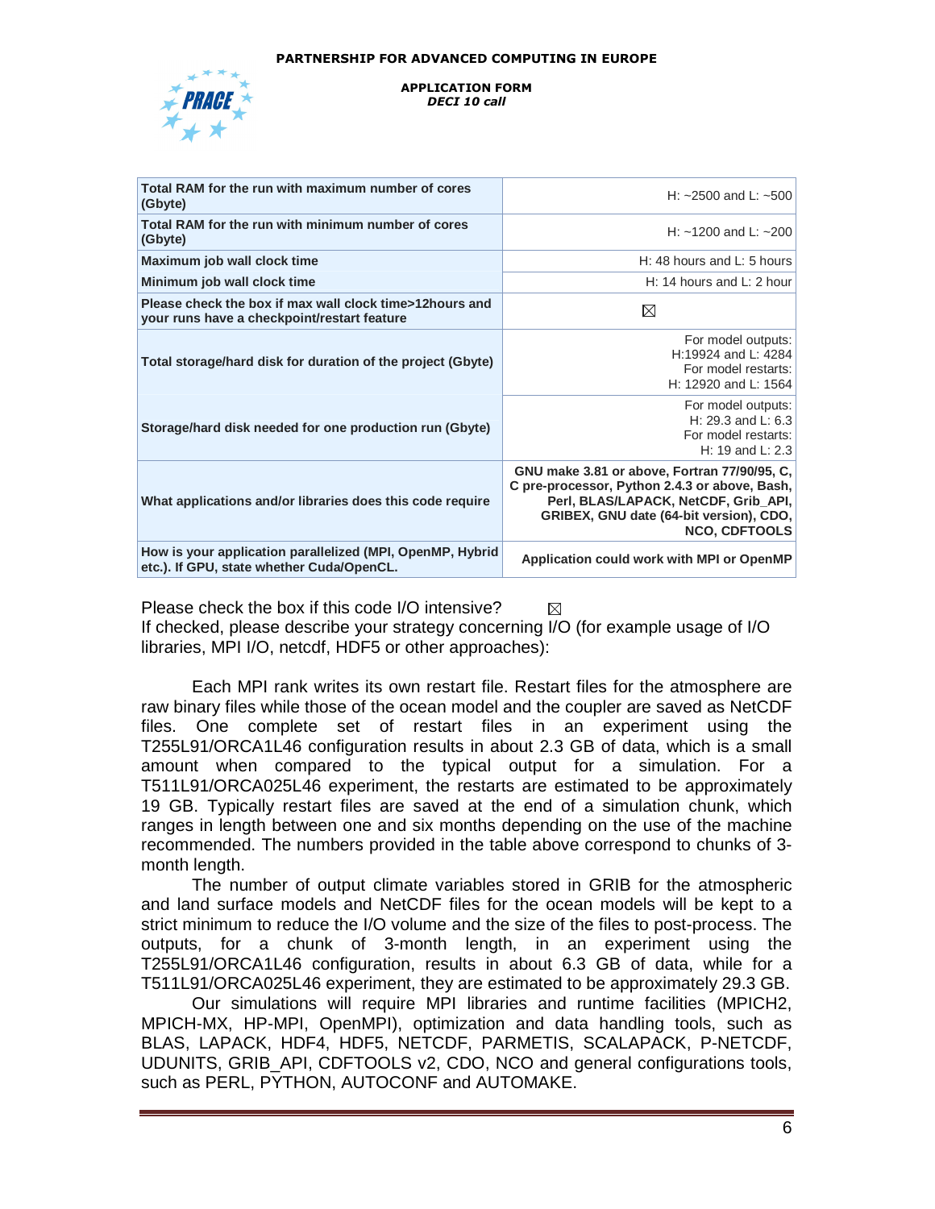| | |
|---|---|
| **Total RAM for the run with maximum number of cores (Gbyte)** | H: ~2500 and L: ~500 |
| **Total RAM for the run with minimum number of cores (Gbyte)** | H: ~1200 and L: ~200 |
| **Maximum job wall clock time** | H: 48 hours and L: 5 hours |
| **Minimum job wall clock time** | H: 14 hours and L: 2 hour |
| **Please check the box if max wall clock time>12hours and your runs have a checkpoint/restart feature** | ☒ |
| **Total storage/hard disk for duration of the project (Gbyte)** | For model outputs: H:19924 and L: 4284 For model restarts: H: 12920 and L: 1564 |
| **Storage/hard disk needed for one production run (Gbyte)** | For model outputs: H: 29.3 and L: 6.3 For model restarts: H: 19 and L: 2.3 |
| **What applications and/or libraries does this code require** | **GNU make 3.81 or above, Fortran 77/90/95, C, C pre-processor, Python 2.4.3 or above, Bash, Perl, BLAS/LAPACK, NetCDF, Grib_API, GRIBEX, GNU date (64-bit version), CDO, NCO, CDFTOOLS** |
| **How is your application parallelized (MPI, OpenMP, Hybrid etc.). If GPU, state whether Cuda/OpenCL.** | **Application could work with MPI or OpenMP** |

Please check the box if this code I/O intensive? ☒
If checked, please describe your strategy concerning I/O (for example usage of I/O libraries, MPI I/O, netcdf, HDF5 or other approaches):

Each MPI rank writes its own restart file. Restart files for the atmosphere are raw binary files while those of the ocean model and the coupler are saved as NetCDF files. One complete set of restart files in an experiment using the T255L91/ORCA1L46 configuration results in about 2.3 GB of data, which is a small amount when compared to the typical output for a simulation. For a T511L91/ORCA025L46 experiment, the restarts are estimated to be approximately 19 GB. Typically restart files are saved at the end of a simulation chunk, which ranges in length between one and six months depending on the use of the machine recommended. The numbers provided in the table above correspond to chunks of 3-month length.

The number of output climate variables stored in GRIB for the atmospheric and land surface models and NetCDF files for the ocean models will be kept to a strict minimum to reduce the I/O volume and the size of the files to post-process. The outputs, for a chunk of 3-month length, in an experiment using the T255L91/ORCA1L46 configuration, results in about 6.3 GB of data, while for a T511L91/ORCA025L46 experiment, they are estimated to be approximately 29.3 GB.

Our simulations will require MPI libraries and runtime facilities (MPICH2, MPICH-MX, HP-MPI, OpenMPI), optimization and data handling tools, such as BLAS, LAPACK, HDF4, HDF5, NETCDF, PARMETIS, SCALAPACK, P-NETCDF, UDUNITS, GRIB_API, CDFTOOLS v2, CDO, NCO and general configurations tools, such as PERL, PYTHON, AUTOCONF and AUTOMAKE.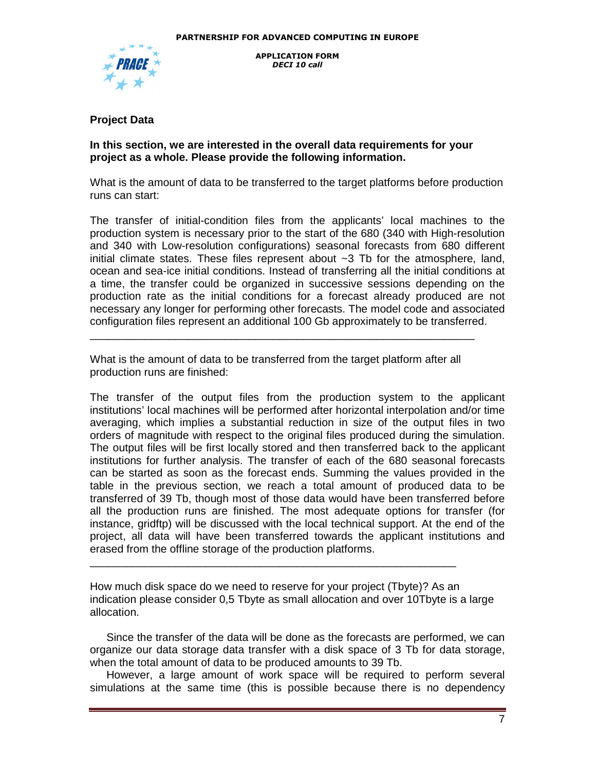**Project Data**

**In this section, we are interested in the overall data requirements for your project as a whole. Please provide the following information.**

What is the amount of data to be transferred to the target platforms before production runs can start:

The transfer of initial-condition files from the applicants' local machines to the production system is necessary prior to the start of the 680 (340 with High-resolution and 340 with Low-resolution configurations) seasonal forecasts from 680 different initial climate states. These files represent about ~3 Tb for the atmosphere, land, ocean and sea-ice initial conditions. Instead of transferring all the initial conditions at a time, the transfer could be organized in successive sessions depending on the production rate as the initial conditions for a forecast already produced are not necessary any longer for performing other forecasts. The model code and associated configuration files represent an additional 100 Gb approximately to be transferred.

---

What is the amount of data to be transferred from the target platform after all production runs are finished:

The transfer of the output files from the production system to the applicant institutions' local machines will be performed after horizontal interpolation and/or time averaging, which implies a substantial reduction in size of the output files in two orders of magnitude with respect to the original files produced during the simulation. The output files will be first locally stored and then transferred back to the applicant institutions for further analysis. The transfer of each of the 680 seasonal forecasts can be started as soon as the forecast ends. Summing the values provided in the table in the previous section, we reach a total amount of produced data to be transferred of 39 Tb, though most of those data would have been transferred before all the production runs are finished. The most adequate options for transfer (for instance, gridftp) will be discussed with the local technical support. At the end of the project, all data will have been transferred towards the applicant institutions and erased from the offline storage of the production platforms.

---

How much disk space do we need to reserve for your project (Tbyte)? As an indication please consider 0,5 Tbyte as small allocation and over 10Tbyte is a large allocation.

Since the transfer of the data will be done as the forecasts are performed, we can organize our data storage data transfer with a disk space of 3 Tb for data storage, when the total amount of data to be produced amounts to 39 Tb.

However, a large amount of work space will be required to perform several simulations at the same time (this is possible because there is no dependency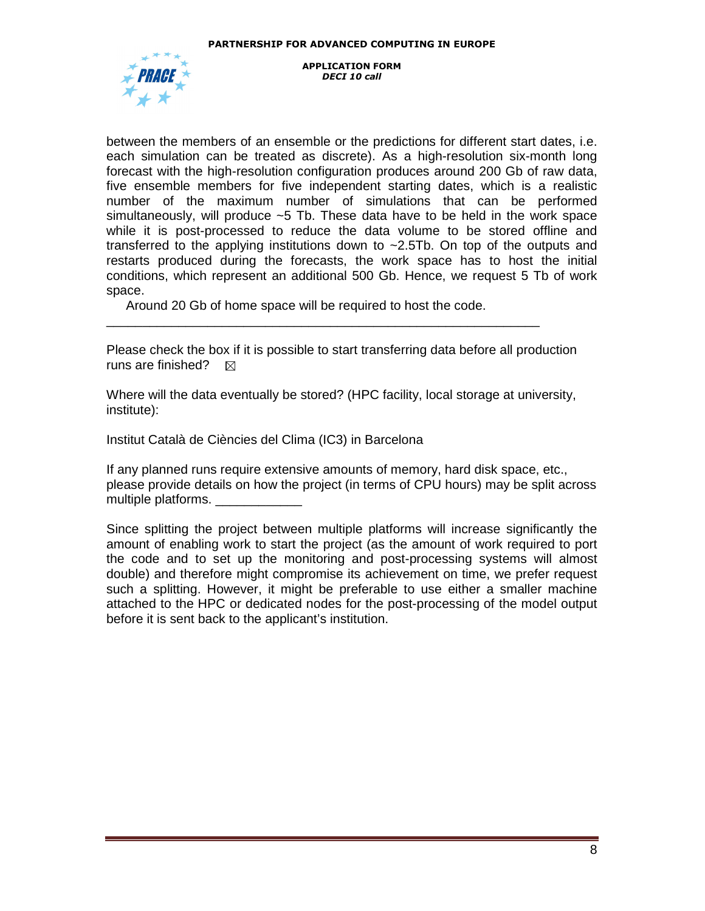between the members of an ensemble or the predictions for different start dates, i.e. each simulation can be treated as discrete). As a high-resolution six-month long forecast with the high-resolution configuration produces around 200 Gb of raw data, five ensemble members for five independent starting dates, which is a realistic number of the maximum number of simulations that can be performed simultaneously, will produce ~5 Tb. These data have to be held in the work space while it is post-processed to reduce the data volume to be stored offline and transferred to the applying institutions down to ~2.5Tb. On top of the outputs and restarts produced during the forecasts, the work space has to host the initial conditions, which represent an additional 500 Gb. Hence, we request 5 Tb of work space.

Around 20 Gb of home space will be required to host the code.

---

Please check the box if it is possible to start transferring data before all production runs are finished? ☒

Where will the data eventually be stored? (HPC facility, local storage at university, institute):

Institut Català de Ciències del Clima (IC3) in Barcelona

If any planned runs require extensive amounts of memory, hard disk space, etc., please provide details on how the project (in terms of CPU hours) may be split across multiple platforms. ____________

Since splitting the project between multiple platforms will increase significantly the amount of enabling work to start the project (as the amount of work required to port the code and to set up the monitoring and post-processing systems will almost double) and therefore might compromise its achievement on time, we prefer request such a splitting. However, it might be preferable to use either a smaller machine attached to the HPC or dedicated nodes for the post-processing of the model output before it is sent back to the applicant's institution.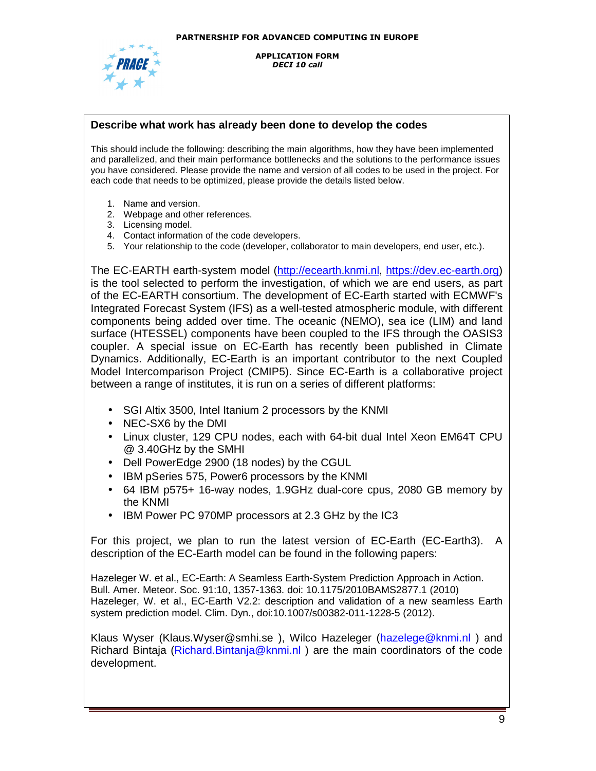### Describe what work has already been done to develop the codes

This should include the following: describing the main algorithms, how they have been implemented and parallelized, and their main performance bottlenecks and the solutions to the performance issues you have considered. Please provide the name and version of all codes to be used in the project. For each code that needs to be optimized, please provide the details listed below.

1. Name and version.
2. Webpage and other references.
3. Licensing model.
4. Contact information of the code developers.
5. Your relationship to the code (developer, collaborator to main developers, end user, etc.).

The EC-EARTH earth-system model (http://ecearth.knmi.nl, https://dev.ec-earth.org) is the tool selected to perform the investigation, of which we are end users, as part of the EC-EARTH consortium. The development of EC-Earth started with ECMWF's Integrated Forecast System (IFS) as a well-tested atmospheric module, with different components being added over time. The oceanic (NEMO), sea ice (LIM) and land surface (HTESSEL) components have been coupled to the IFS through the OASIS3 coupler. A special issue on EC-Earth has recently been published in Climate Dynamics. Additionally, EC-Earth is an important contributor to the next Coupled Model Intercomparison Project (CMIP5). Since EC-Earth is a collaborative project between a range of institutes, it is run on a series of different platforms:

- SGI Altix 3500, Intel Itanium 2 processors by the KNMI
- NEC-SX6 by the DMI
- Linux cluster, 129 CPU nodes, each with 64-bit dual Intel Xeon EM64T CPU @ 3.40GHz by the SMHI
- Dell PowerEdge 2900 (18 nodes) by the CGUL
- IBM pSeries 575, Power6 processors by the KNMI
- 64 IBM p575+ 16-way nodes, 1.9GHz dual-core cpus, 2080 GB memory by the KNMI
- IBM Power PC 970MP processors at 2.3 GHz by the IC3

For this project, we plan to run the latest version of EC-Earth (EC-Earth3). A description of the EC-Earth model can be found in the following papers:

Hazeleger W. et al., EC-Earth: A Seamless Earth-System Prediction Approach in Action. Bull. Amer. Meteor. Soc. 91:10, 1357-1363. doi: 10.1175/2010BAMS2877.1 (2010)
Hazeleger, W. et al., EC-Earth V2.2: description and validation of a new seamless Earth system prediction model. Clim. Dyn., doi:10.1007/s00382-011-1228-5 (2012).

Klaus Wyser (Klaus.Wyser@smhi.se ), Wilco Hazeleger (hazelege@knmi.nl ) and Richard Bintanja (Richard.Bintanja@knmi.nl ) are the main coordinators of the code development.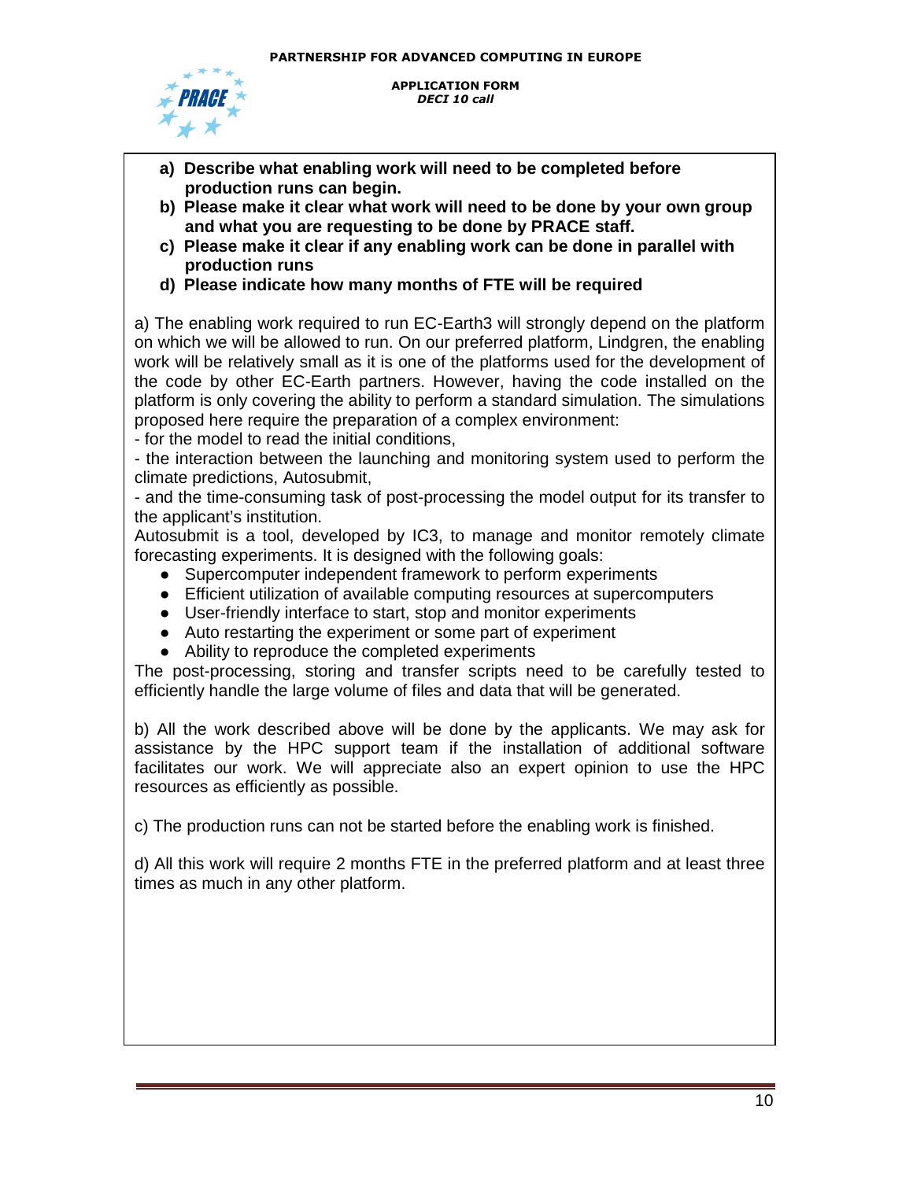**a) Describe what enabling work will need to be completed before production runs can begin.**

**b) Please make it clear what work will need to be done by your own group and what you are requesting to be done by PRACE staff.**

**c) Please make it clear if any enabling work can be done in parallel with production runs**

**d) Please indicate how many months of FTE will be required**

a) The enabling work required to run EC-Earth3 will strongly depend on the platform on which we will be allowed to run. On our preferred platform, Lindgren, the enabling work will be relatively small as it is one of the platforms used for the development of the code by other EC-Earth partners. However, having the code installed on the platform is only covering the ability to perform a standard simulation. The simulations proposed here require the preparation of a complex environment:
- for the model to read the initial conditions,
- the interaction between the launching and monitoring system used to perform the climate predictions, Autosubmit,
- and the time-consuming task of post-processing the model output for its transfer to the applicant's institution.

Autosubmit is a tool, developed by IC3, to manage and monitor remotely climate forecasting experiments. It is designed with the following goals:

- Supercomputer independent framework to perform experiments
- Efficient utilization of available computing resources at supercomputers
- User-friendly interface to start, stop and monitor experiments
- Auto restarting the experiment or some part of experiment
- Ability to reproduce the completed experiments

The post-processing, storing and transfer scripts need to be carefully tested to efficiently handle the large volume of files and data that will be generated.

b) All the work described above will be done by the applicants. We may ask for assistance by the HPC support team if the installation of additional software facilitates our work. We will appreciate also an expert opinion to use the HPC resources as efficiently as possible.

c) The production runs can not be started before the enabling work is finished.

d) All this work will require 2 months FTE in the preferred platform and at least three times as much in any other platform.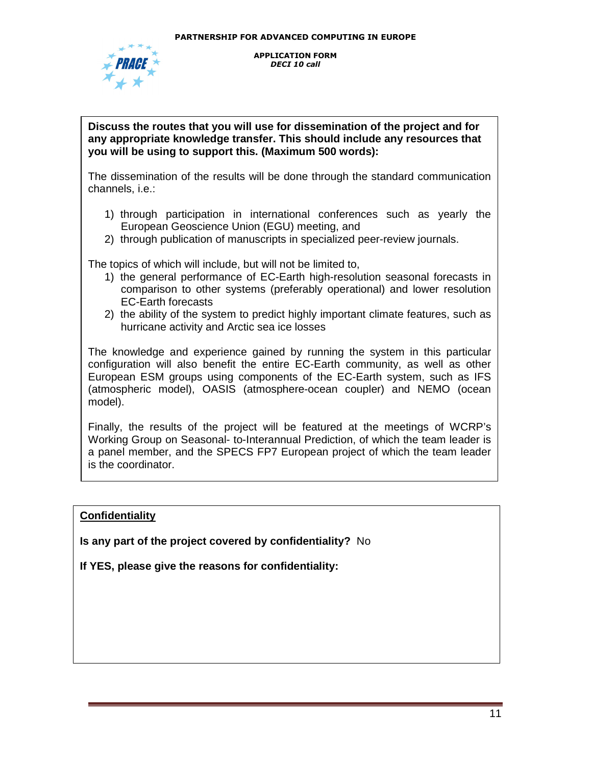**Discuss the routes that you will use for dissemination of the project and for any appropriate knowledge transfer. This should include any resources that you will be using to support this. (Maximum 500 words):**

The dissemination of the results will be done through the standard communication channels, i.e.:

1) through participation in international conferences such as yearly the European Geoscience Union (EGU) meeting, and
2) through publication of manuscripts in specialized peer-review journals.

The topics of which will include, but will not be limited to,

1) the general performance of EC-Earth high-resolution seasonal forecasts in comparison to other systems (preferably operational) and lower resolution EC-Earth forecasts
2) the ability of the system to predict highly important climate features, such as hurricane activity and Arctic sea ice losses

The knowledge and experience gained by running the system in this particular configuration will also benefit the entire EC-Earth community, as well as other European ESM groups using components of the EC-Earth system, such as IFS (atmospheric model), OASIS (atmosphere-ocean coupler) and NEMO (ocean model).

Finally, the results of the project will be featured at the meetings of WCRP's Working Group on Seasonal- to-Interannual Prediction, of which the team leader is a panel member, and the SPECS FP7 European project of which the team leader is the coordinator.

**Confidentiality**

**Is any part of the project covered by confidentiality?** No

**If YES, please give the reasons for confidentiality:**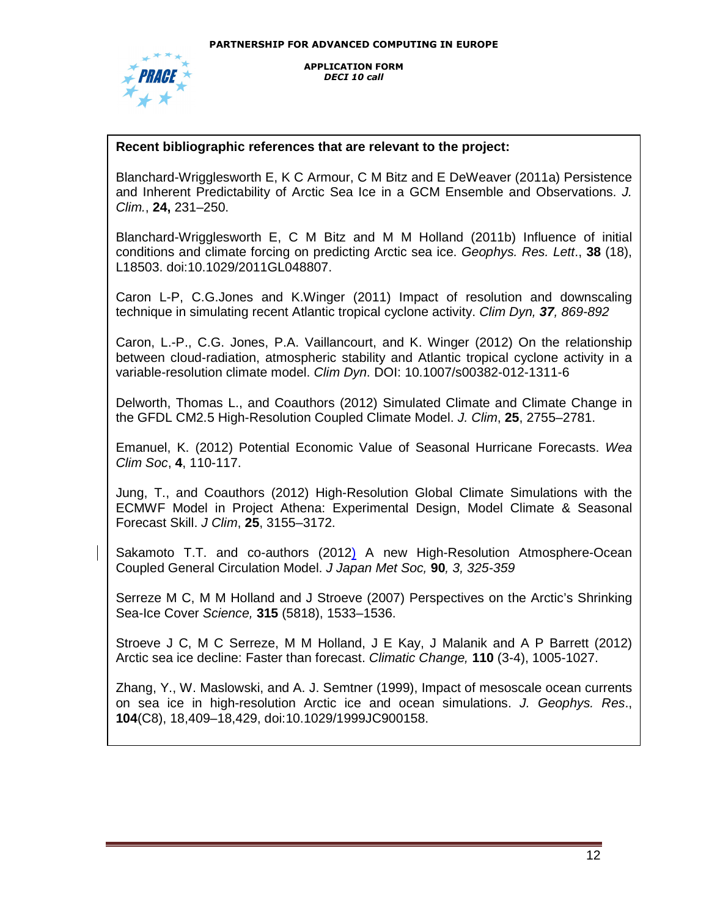**Recent bibliographic references that are relevant to the project:**

Blanchard-Wrigglesworth E, K C Armour, C M Bitz and E DeWeaver (2011a) Persistence and Inherent Predictability of Arctic Sea Ice in a GCM Ensemble and Observations. *J. Clim.*, **24,** 231–250.

Blanchard-Wrigglesworth E, C M Bitz and M M Holland (2011b) Influence of initial conditions and climate forcing on predicting Arctic sea ice. *Geophys. Res. Lett*., **38** (18), L18503. doi:10.1029/2011GL048807.

Caron L-P, C.G.Jones and K.Winger (2011) Impact of resolution and downscaling technique in simulating recent Atlantic tropical cyclone activity. *Clim Dyn, **37**, 869-892*

Caron, L.-P., C.G. Jones, P.A. Vaillancourt, and K. Winger (2012) On the relationship between cloud-radiation, atmospheric stability and Atlantic tropical cyclone activity in a variable-resolution climate model. *Clim Dyn*. DOI: 10.1007/s00382-012-1311-6

Delworth, Thomas L., and Coauthors (2012) Simulated Climate and Climate Change in the GFDL CM2.5 High-Resolution Coupled Climate Model. *J. Clim*, **25**, 2755–2781.

Emanuel, K. (2012) Potential Economic Value of Seasonal Hurricane Forecasts. *Wea Clim Soc*, **4**, 110-117.

Jung, T., and Coauthors (2012) High-Resolution Global Climate Simulations with the ECMWF Model in Project Athena: Experimental Design, Model Climate & Seasonal Forecast Skill. *J Clim*, **25**, 3155–3172.

Sakamoto T.T. and co-authors (2012) A new High-Resolution Atmosphere-Ocean Coupled General Circulation Model. *J Japan Met Soc,* **90***, 3, 325-359*

Serreze M C, M M Holland and J Stroeve (2007) Perspectives on the Arctic's Shrinking Sea-Ice Cover *Science,* **315** (5818), 1533–1536.

Stroeve J C, M C Serreze, M M Holland, J E Kay, J Malanik and A P Barrett (2012) Arctic sea ice decline: Faster than forecast. *Climatic Change,* **110** (3-4), 1005-1027.

Zhang, Y., W. Maslowski, and A. J. Semtner (1999), Impact of mesoscale ocean currents on sea ice in high-resolution Arctic ice and ocean simulations. *J. Geophys. Res*., **104**(C8), 18,409–18,429, doi:10.1029/1999JC900158.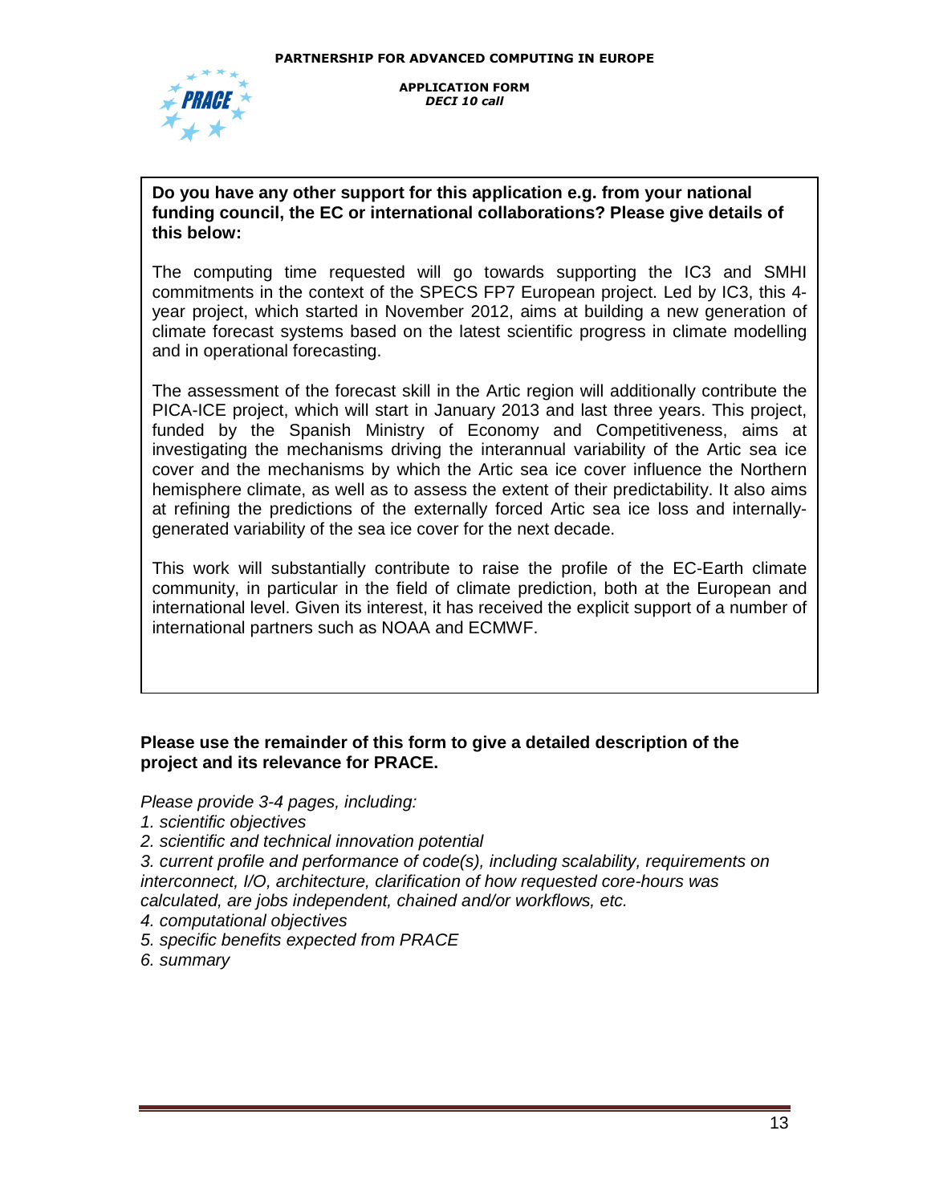**Do you have any other support for this application e.g. from your national funding council, the EC or international collaborations? Please give details of this below:**

The computing time requested will go towards supporting the IC3 and SMHI commitments in the context of the SPECS FP7 European project. Led by IC3, this 4-year project, which started in November 2012, aims at building a new generation of climate forecast systems based on the latest scientific progress in climate modelling and in operational forecasting.

The assessment of the forecast skill in the Artic region will additionally contribute the PICA-ICE project, which will start in January 2013 and last three years. This project, funded by the Spanish Ministry of Economy and Competitiveness, aims at investigating the mechanisms driving the interannual variability of the Artic sea ice cover and the mechanisms by which the Artic sea ice cover influence the Northern hemisphere climate, as well as to assess the extent of their predictability. It also aims at refining the predictions of the externally forced Artic sea ice loss and internally-generated variability of the sea ice cover for the next decade.

This work will substantially contribute to raise the profile of the EC-Earth climate community, in particular in the field of climate prediction, both at the European and international level. Given its interest, it has received the explicit support of a number of international partners such as NOAA and ECMWF.

**Please use the remainder of this form to give a detailed description of the project and its relevance for PRACE.**

*Please provide 3-4 pages, including:*

*1. scientific objectives*

*2. scientific and technical innovation potential*

*3. current profile and performance of code(s), including scalability, requirements on interconnect, I/O, architecture, clarification of how requested core-hours was calculated, are jobs independent, chained and/or workflows, etc.*

*4. computational objectives*

*5. specific benefits expected from PRACE*

*6. summary*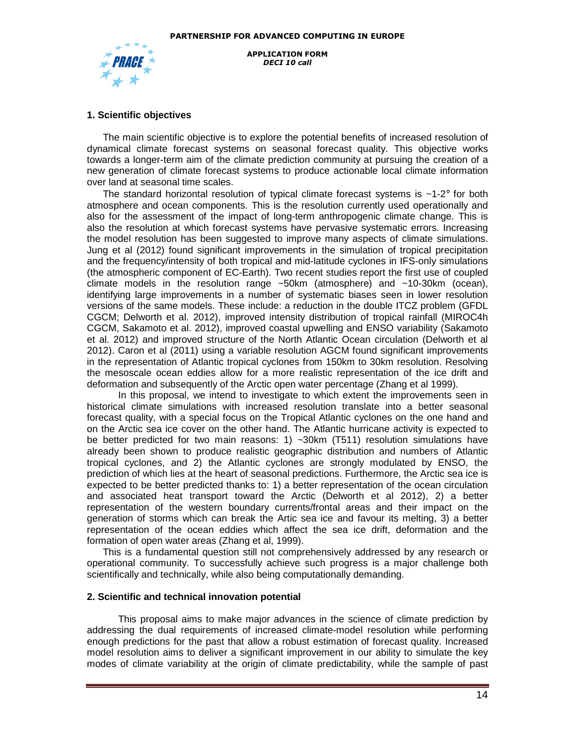## 1. Scientific objectives

The main scientific objective is to explore the potential benefits of increased resolution of dynamical climate forecast systems on seasonal forecast quality. This objective works towards a longer-term aim of the climate prediction community at pursuing the creation of a new generation of climate forecast systems to produce actionable local climate information over land at seasonal time scales.

The standard horizontal resolution of typical climate forecast systems is ~1-2° for both atmosphere and ocean components. This is the resolution currently used operationally and also for the assessment of the impact of long-term anthropogenic climate change. This is also the resolution at which forecast systems have pervasive systematic errors. Increasing the model resolution has been suggested to improve many aspects of climate simulations. Jung et al (2012) found significant improvements in the simulation of tropical precipitation and the frequency/intensity of both tropical and mid-latitude cyclones in IFS-only simulations (the atmospheric component of EC-Earth). Two recent studies report the first use of coupled climate models in the resolution range ~50km (atmosphere) and ~10-30km (ocean), identifying large improvements in a number of systematic biases seen in lower resolution versions of the same models. These include: a reduction in the double ITCZ problem (GFDL CGCM; Delworth et al. 2012), improved intensity distribution of tropical rainfall (MIROC4h CGCM, Sakamoto et al. 2012), improved coastal upwelling and ENSO variability (Sakamoto et al. 2012) and improved structure of the North Atlantic Ocean circulation (Delworth et al 2012). Caron et al (2011) using a variable resolution AGCM found significant improvements in the representation of Atlantic tropical cyclones from 150km to 30km resolution. Resolving the mesoscale ocean eddies allow for a more realistic representation of the ice drift and deformation and subsequently of the Arctic open water percentage (Zhang et al 1999).

In this proposal, we intend to investigate to which extent the improvements seen in historical climate simulations with increased resolution translate into a better seasonal forecast quality, with a special focus on the Tropical Atlantic cyclones on the one hand and on the Arctic sea ice cover on the other hand. The Atlantic hurricane activity is expected to be better predicted for two main reasons: 1) ~30km (T511) resolution simulations have already been shown to produce realistic geographic distribution and numbers of Atlantic tropical cyclones, and 2) the Atlantic cyclones are strongly modulated by ENSO, the prediction of which lies at the heart of seasonal predictions. Furthermore, the Arctic sea ice is expected to be better predicted thanks to: 1) a better representation of the ocean circulation and associated heat transport toward the Arctic (Delworth et al 2012), 2) a better representation of the western boundary currents/frontal areas and their impact on the generation of storms which can break the Artic sea ice and favour its melting, 3) a better representation of the ocean eddies which affect the sea ice drift, deformation and the formation of open water areas (Zhang et al, 1999).

This is a fundamental question still not comprehensively addressed by any research or operational community. To successfully achieve such progress is a major challenge both scientifically and technically, while also being computationally demanding.

## 2. Scientific and technical innovation potential

This proposal aims to make major advances in the science of climate prediction by addressing the dual requirements of increased climate-model resolution while performing enough predictions for the past that allow a robust estimation of forecast quality. Increased model resolution aims to deliver a significant improvement in our ability to simulate the key modes of climate variability at the origin of climate predictability, while the sample of past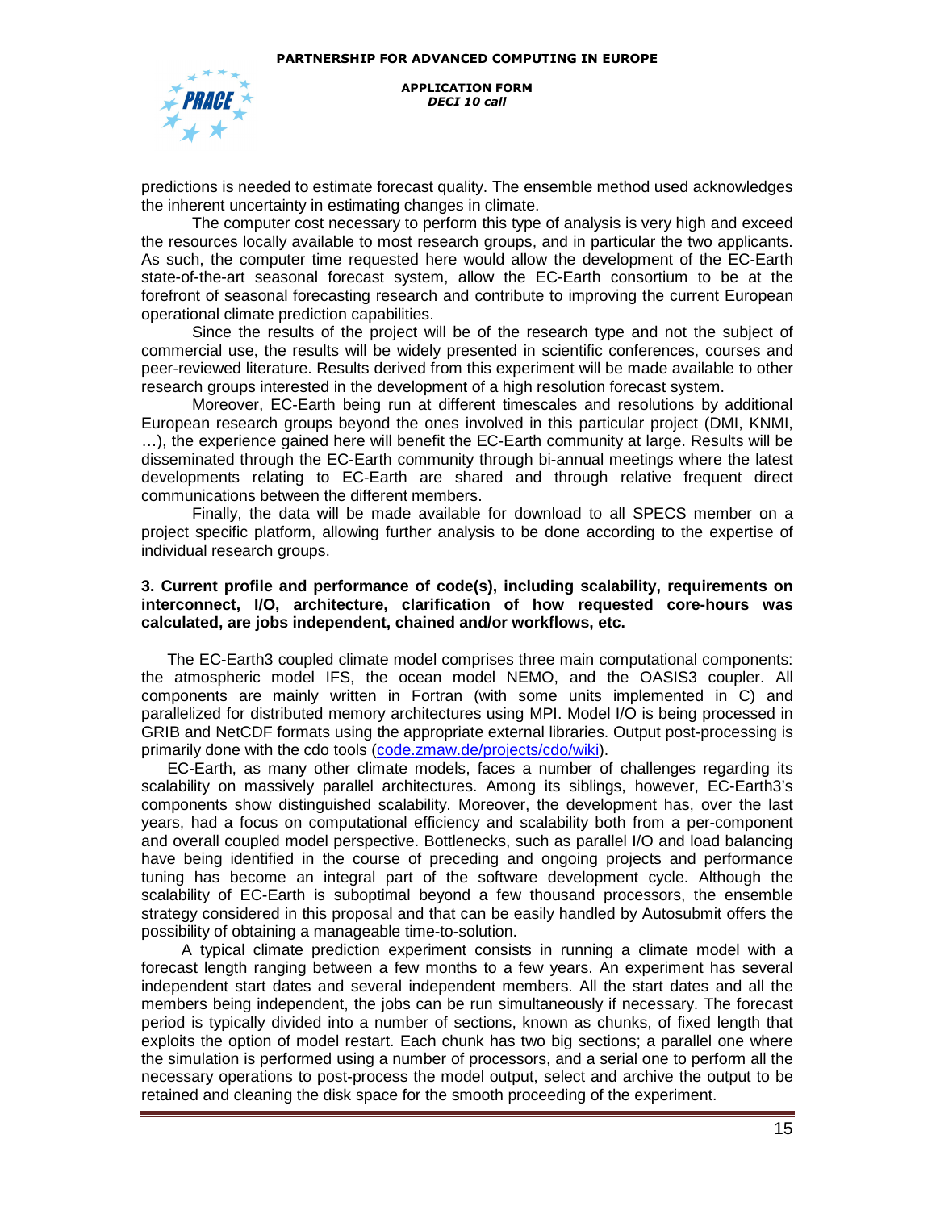predictions is needed to estimate forecast quality. The ensemble method used acknowledges the inherent uncertainty in estimating changes in climate.

The computer cost necessary to perform this type of analysis is very high and exceed the resources locally available to most research groups, and in particular the two applicants. As such, the computer time requested here would allow the development of the EC-Earth state-of-the-art seasonal forecast system, allow the EC-Earth consortium to be at the forefront of seasonal forecasting research and contribute to improving the current European operational climate prediction capabilities.

Since the results of the project will be of the research type and not the subject of commercial use, the results will be widely presented in scientific conferences, courses and peer-reviewed literature. Results derived from this experiment will be made available to other research groups interested in the development of a high resolution forecast system.

Moreover, EC-Earth being run at different timescales and resolutions by additional European research groups beyond the ones involved in this particular project (DMI, KNMI, …), the experience gained here will benefit the EC-Earth community at large. Results will be disseminated through the EC-Earth community through bi-annual meetings where the latest developments relating to EC-Earth are shared and through relative frequent direct communications between the different members.

Finally, the data will be made available for download to all SPECS member on a project specific platform, allowing further analysis to be done according to the expertise of individual research groups.

**3. Current profile and performance of code(s), including scalability, requirements on interconnect, I/O, architecture, clarification of how requested core-hours was calculated, are jobs independent, chained and/or workflows, etc.**

The EC-Earth3 coupled climate model comprises three main computational components: the atmospheric model IFS, the ocean model NEMO, and the OASIS3 coupler. All components are mainly written in Fortran (with some units implemented in C) and parallelized for distributed memory architectures using MPI. Model I/O is being processed in GRIB and NetCDF formats using the appropriate external libraries. Output post-processing is primarily done with the cdo tools (code.zmaw.de/projects/cdo/wiki).

EC-Earth, as many other climate models, faces a number of challenges regarding its scalability on massively parallel architectures. Among its siblings, however, EC-Earth3's components show distinguished scalability. Moreover, the development has, over the last years, had a focus on computational efficiency and scalability both from a per-component and overall coupled model perspective. Bottlenecks, such as parallel I/O and load balancing have being identified in the course of preceding and ongoing projects and performance tuning has become an integral part of the software development cycle. Although the scalability of EC-Earth is suboptimal beyond a few thousand processors, the ensemble strategy considered in this proposal and that can be easily handled by Autosubmit offers the possibility of obtaining a manageable time-to-solution.

A typical climate prediction experiment consists in running a climate model with a forecast length ranging between a few months to a few years. An experiment has several independent start dates and several independent members. All the start dates and all the members being independent, the jobs can be run simultaneously if necessary. The forecast period is typically divided into a number of sections, known as chunks, of fixed length that exploits the option of model restart. Each chunk has two big sections; a parallel one where the simulation is performed using a number of processors, and a serial one to perform all the necessary operations to post-process the model output, select and archive the output to be retained and cleaning the disk space for the smooth proceeding of the experiment.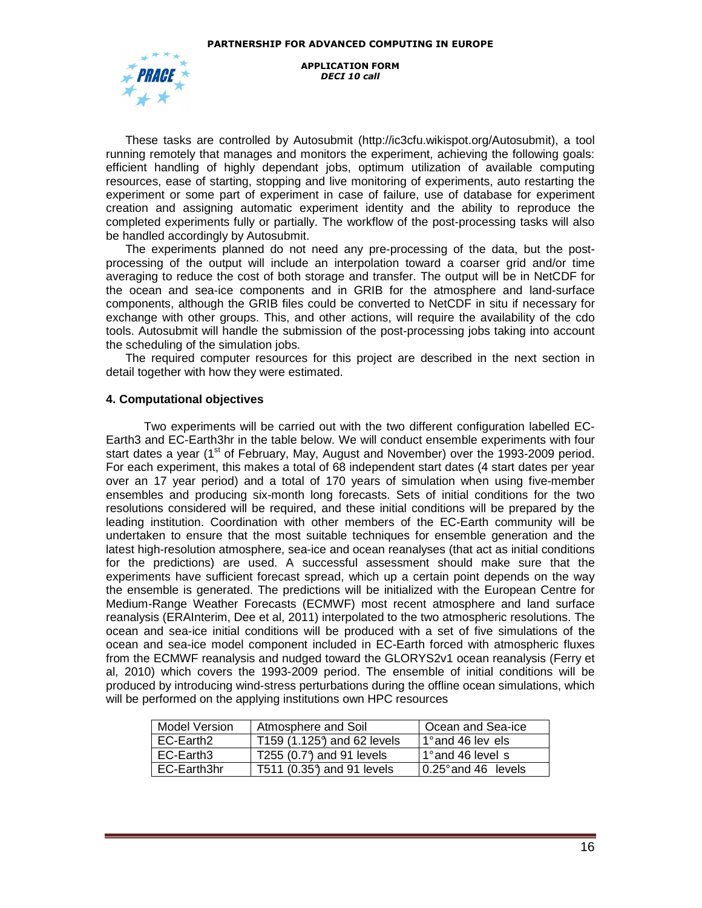These tasks are controlled by Autosubmit (http://ic3cfu.wikispot.org/Autosubmit), a tool running remotely that manages and monitors the experiment, achieving the following goals: efficient handling of highly dependant jobs, optimum utilization of available computing resources, ease of starting, stopping and live monitoring of experiments, auto restarting the experiment or some part of experiment in case of failure, use of database for experiment creation and assigning automatic experiment identity and the ability to reproduce the completed experiments fully or partially. The workflow of the post-processing tasks will also be handled accordingly by Autosubmit.

The experiments planned do not need any pre-processing of the data, but the post-processing of the output will include an interpolation toward a coarser grid and/or time averaging to reduce the cost of both storage and transfer. The output will be in NetCDF for the ocean and sea-ice components and in GRIB for the atmosphere and land-surface components, although the GRIB files could be converted to NetCDF in situ if necessary for exchange with other groups. This, and other actions, will require the availability of the cdo tools. Autosubmit will handle the submission of the post-processing jobs taking into account the scheduling of the simulation jobs.

The required computer resources for this project are described in the next section in detail together with how they were estimated.

### 4. Computational objectives

Two experiments will be carried out with the two different configuration labelled EC-Earth3 and EC-Earth3hr in the table below. We will conduct ensemble experiments with four start dates a year (1st of February, May, August and November) over the 1993-2009 period. For each experiment, this makes a total of 68 independent start dates (4 start dates per year over an 17 year period) and a total of 170 years of simulation when using five-member ensembles and producing six-month long forecasts. Sets of initial conditions for the two resolutions considered will be required, and these initial conditions will be prepared by the leading institution. Coordination with other members of the EC-Earth community will be undertaken to ensure that the most suitable techniques for ensemble generation and the latest high-resolution atmosphere, sea-ice and ocean reanalyses (that act as initial conditions for the predictions) are used. A successful assessment should make sure that the experiments have sufficient forecast spread, which up a certain point depends on the way the ensemble is generated. The predictions will be initialized with the European Centre for Medium-Range Weather Forecasts (ECMWF) most recent atmosphere and land surface reanalysis (ERAInterim, Dee et al, 2011) interpolated to the two atmospheric resolutions. The ocean and sea-ice initial conditions will be produced with a set of five simulations of the ocean and sea-ice model component included in EC-Earth forced with atmospheric fluxes from the ECMWF reanalysis and nudged toward the GLORYS2v1 ocean reanalysis (Ferry et al, 2010) which covers the 1993-2009 period. The ensemble of initial conditions will be produced by introducing wind-stress perturbations during the offline ocean simulations, which will be performed on the applying institutions own HPC resources

| Model Version | Atmosphere and Soil | Ocean and Sea-ice |
|---|---|---|
| EC-Earth2 | T159 (1.125°) and 62 levels | 1° and 46 levels |
| EC-Earth3 | T255 (0.7°) and 91 levels | 1° and 46 levels |
| EC-Earth3hr | T511 (0.35°) and 91 levels | 0.25° and 46 levels |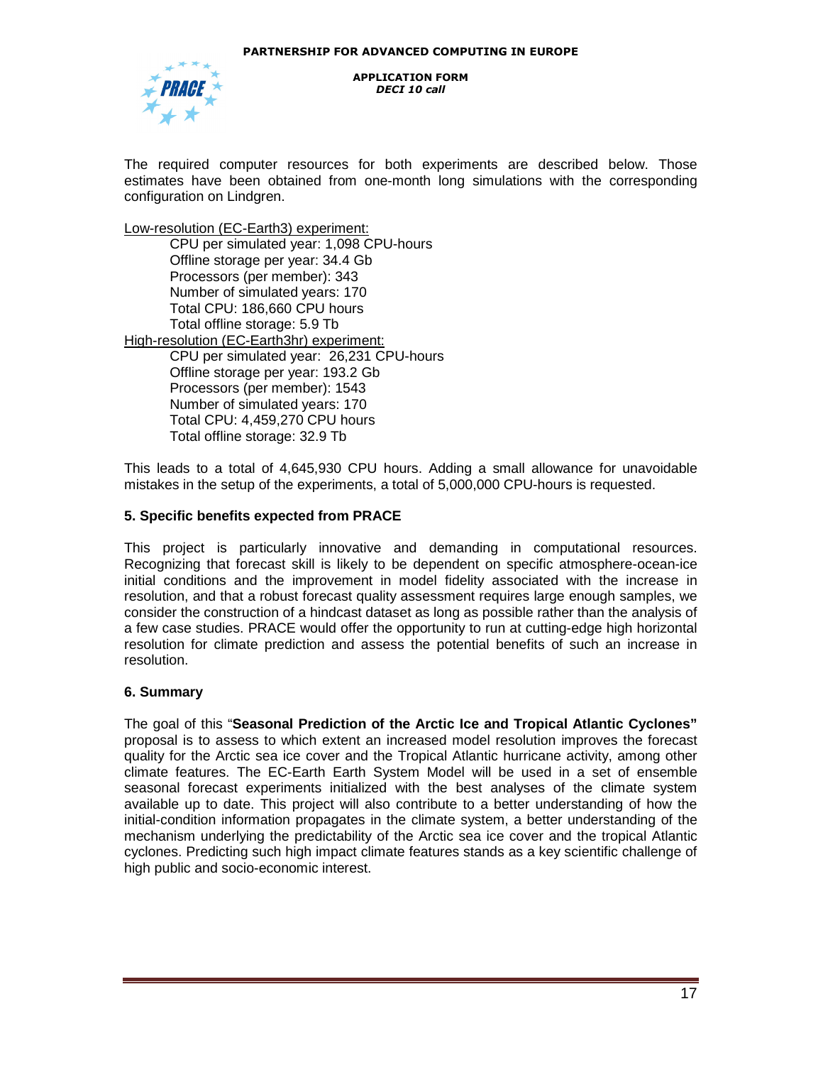The required computer resources for both experiments are described below. Those estimates have been obtained from one-month long simulations with the corresponding configuration on Lindgren.

Low-resolution (EC-Earth3) experiment:

- CPU per simulated year: 1,098 CPU-hours
- Offline storage per year: 34.4 Gb
- Processors (per member): 343
- Number of simulated years: 170
- Total CPU: 186,660 CPU hours
- Total offline storage: 5.9 Tb

High-resolution (EC-Earth3hr) experiment:

- CPU per simulated year: 26,231 CPU-hours
- Offline storage per year: 193.2 Gb
- Processors (per member): 1543
- Number of simulated years: 170
- Total CPU: 4,459,270 CPU hours
- Total offline storage: 32.9 Tb

This leads to a total of 4,645,930 CPU hours. Adding a small allowance for unavoidable mistakes in the setup of the experiments, a total of 5,000,000 CPU-hours is requested.

### 5. Specific benefits expected from PRACE

This project is particularly innovative and demanding in computational resources. Recognizing that forecast skill is likely to be dependent on specific atmosphere-ocean-ice initial conditions and the improvement in model fidelity associated with the increase in resolution, and that a robust forecast quality assessment requires large enough samples, we consider the construction of a hindcast dataset as long as possible rather than the analysis of a few case studies. PRACE would offer the opportunity to run at cutting-edge high horizontal resolution for climate prediction and assess the potential benefits of such an increase in resolution.

### 6. Summary

The goal of this "**Seasonal Prediction of the Arctic Ice and Tropical Atlantic Cyclones"** proposal is to assess to which extent an increased model resolution improves the forecast quality for the Arctic sea ice cover and the Tropical Atlantic hurricane activity, among other climate features. The EC-Earth Earth System Model will be used in a set of ensemble seasonal forecast experiments initialized with the best analyses of the climate system available up to date. This project will also contribute to a better understanding of how the initial-condition information propagates in the climate system, a better understanding of the mechanism underlying the predictability of the Arctic sea ice cover and the tropical Atlantic cyclones. Predicting such high impact climate features stands as a key scientific challenge of high public and socio-economic interest.